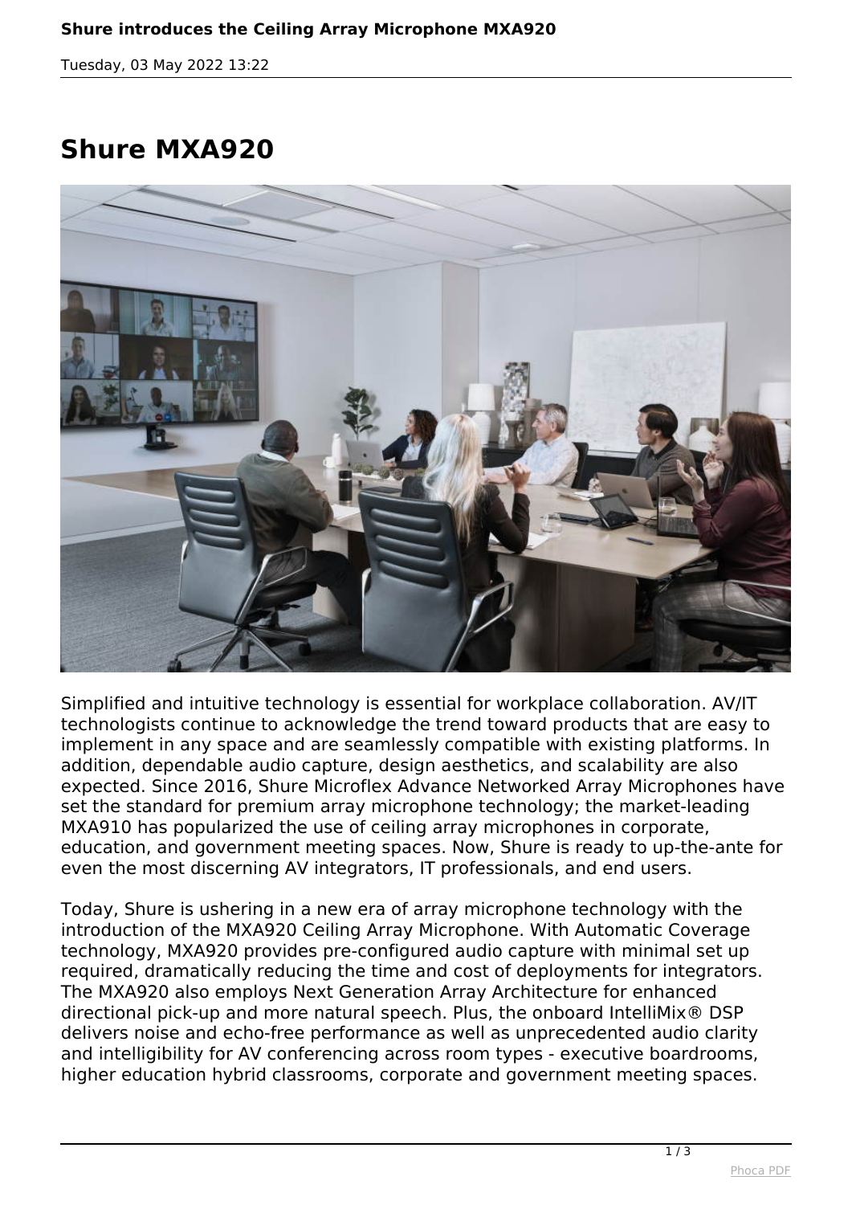# Shure MXA920

Simplified and intuitive technology is essential for workplace collaboration. AV/IT technologists continue to acknowledge the trend toward products that are easy to implement in any space and are seamlessly compatible with existing platforms. In addition, dependable audio capture, design aesthetics, and scalability are also expected. Since 2016, Shure Microflex Advance Networked Array Microphones have set the standard for premium array microphone technology; the market-leading MXA910 has popularized the use of ceiling array microphones in corporate, education, and government meeting spaces. Now, Shure is ready to up-the-ante for even the most discerning AV integrators, IT professionals, and end users.

Today, Shure is ushering in a new era of array microphone technology with the introduction of the MXA920 Ceiling Array Microphone. With Automatic Coverage technology, MXA920 provides pre-configured audio capture with minimal set up required, dramatically reducing the time and cost of deployments for integrators. The MXA920 also employs Next Generation Array Architecture for enhanced directional pick-up and more natural speech. Plus, the onboard IntelliMix® DSP delivers noise and echo-free performance as well as unprecedented audio clarity and intelligibility for AV conferencing across room types - executive boardrooms, higher education hybrid classrooms, corporate and government meeting spaces.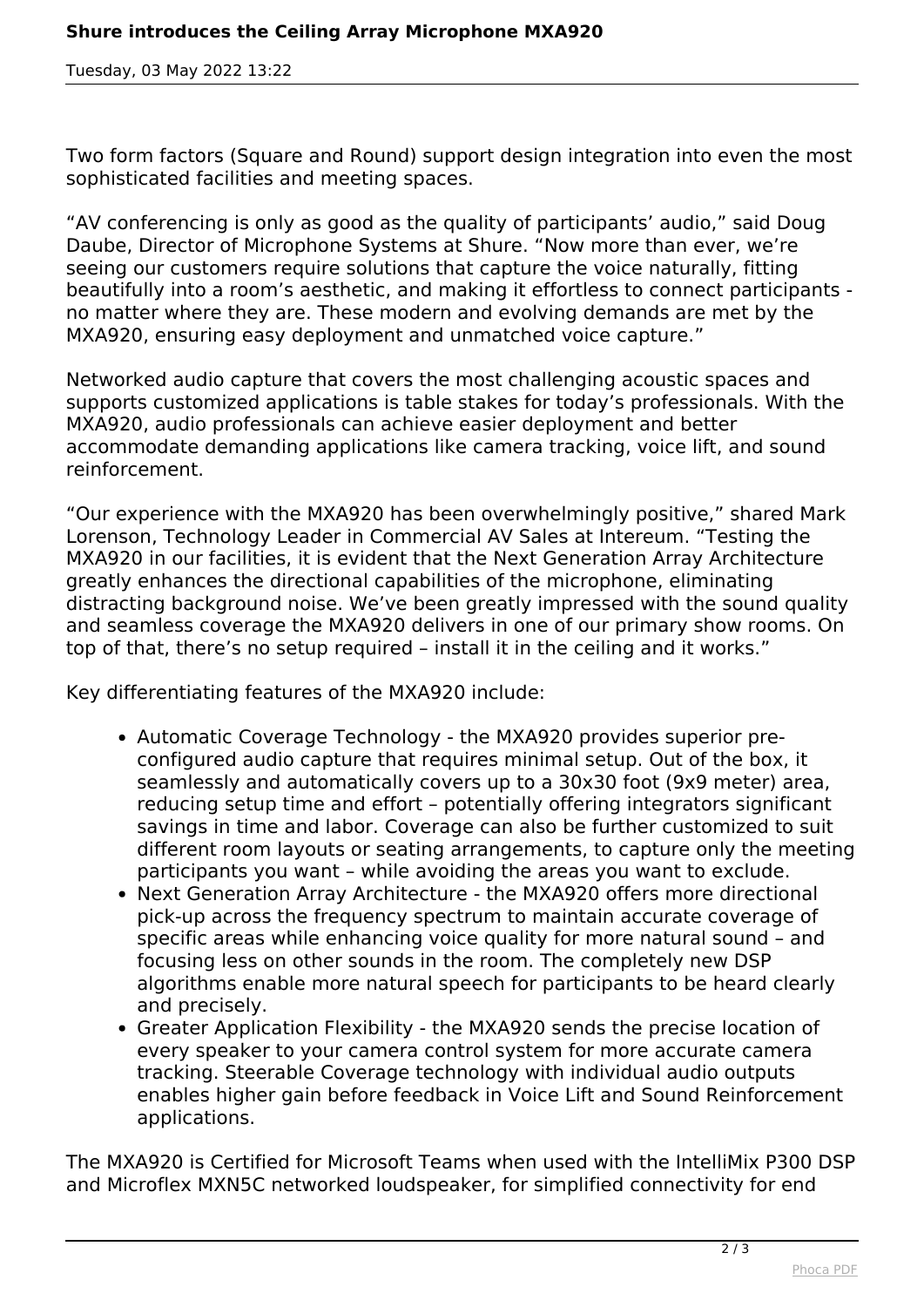Two form factors (Square and Round) support design integration into even the most sophisticated facilities and meeting spaces.

“AV conferencing is only as good as the quality of participants’ audio,” said Doug Daube, Director of Microphone Systems at Shure. “Now more than ever, we’re seeing our customers require solutions that capture the voice naturally, fitting beautifully into a room’s aesthetic, and making it effortless to connect participants - no matter where they are. These modern and evolving demands are met by the MXA920, ensuring easy deployment and unmatched voice capture.”

Networked audio capture that covers the most challenging acoustic spaces and supports customized applications is table stakes for today’s professionals. With the MXA920, audio professionals can achieve easier deployment and better accommodate demanding applications like camera tracking, voice lift, and sound reinforcement.

“Our experience with the MXA920 has been overwhelmingly positive,” shared Mark Lorenson, Technology Leader in Commercial AV Sales at Intereum. “Testing the MXA920 in our facilities, it is evident that the Next Generation Array Architecture greatly enhances the directional capabilities of the microphone, eliminating distracting background noise. We’ve been greatly impressed with the sound quality and seamless coverage the MXA920 delivers in one of our primary show rooms. On top of that, there’s no setup required – install it in the ceiling and it works.”

Key differentiating features of the MXA920 include:

- Automatic Coverage Technology - the MXA920 provides superior pre-configured audio capture that requires minimal setup. Out of the box, it seamlessly and automatically covers up to a 30x30 foot (9x9 meter) area, reducing setup time and effort – potentially offering integrators significant savings in time and labor. Coverage can also be further customized to suit different room layouts or seating arrangements, to capture only the meeting participants you want – while avoiding the areas you want to exclude.
- Next Generation Array Architecture - the MXA920 offers more directional pick-up across the frequency spectrum to maintain accurate coverage of specific areas while enhancing voice quality for more natural sound – and focusing less on other sounds in the room. The completely new DSP algorithms enable more natural speech for participants to be heard clearly and precisely.
- Greater Application Flexibility - the MXA920 sends the precise location of every speaker to your camera control system for more accurate camera tracking. Steerable Coverage technology with individual audio outputs enables higher gain before feedback in Voice Lift and Sound Reinforcement applications.

The MXA920 is Certified for Microsoft Teams when used with the IntelliMix P300 DSP and Microflex MXN5C networked loudspeaker, for simplified connectivity for end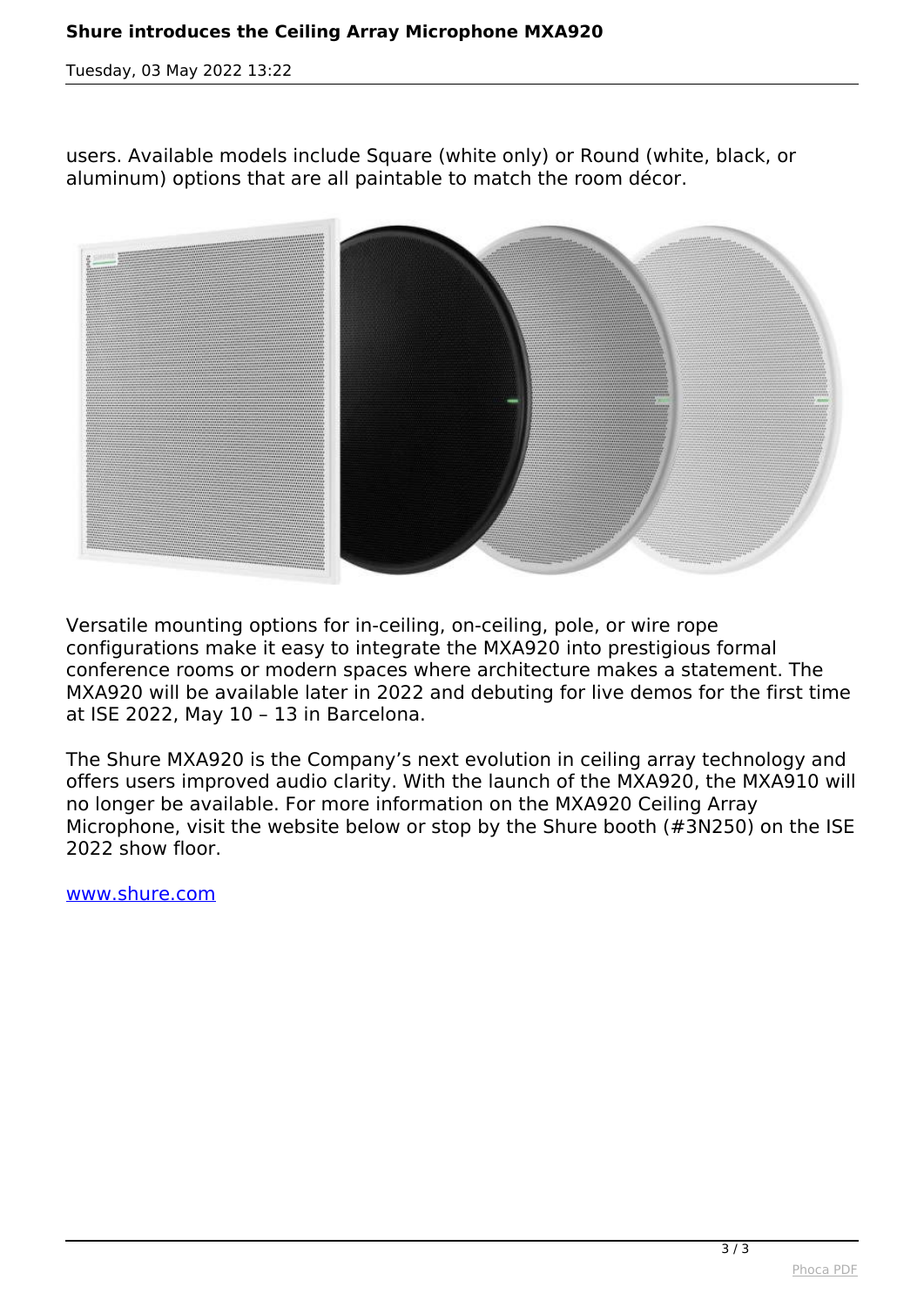users. Available models include Square (white only) or Round (white, black, or aluminum) options that are all paintable to match the room décor.

Versatile mounting options for in-ceiling, on-ceiling, pole, or wire rope configurations make it easy to integrate the MXA920 into prestigious formal conference rooms or modern spaces where architecture makes a statement. The MXA920 will be available later in 2022 and debuting for live demos for the first time at ISE 2022, May 10 – 13 in Barcelona.

The Shure MXA920 is the Company's next evolution in ceiling array technology and offers users improved audio clarity. With the launch of the MXA920, the MXA910 will no longer be available. For more information on the MXA920 Ceiling Array Microphone, visit the website below or stop by the Shure booth (#3N250) on the ISE 2022 show floor.

[www.shure.com](http://www.shure.com)